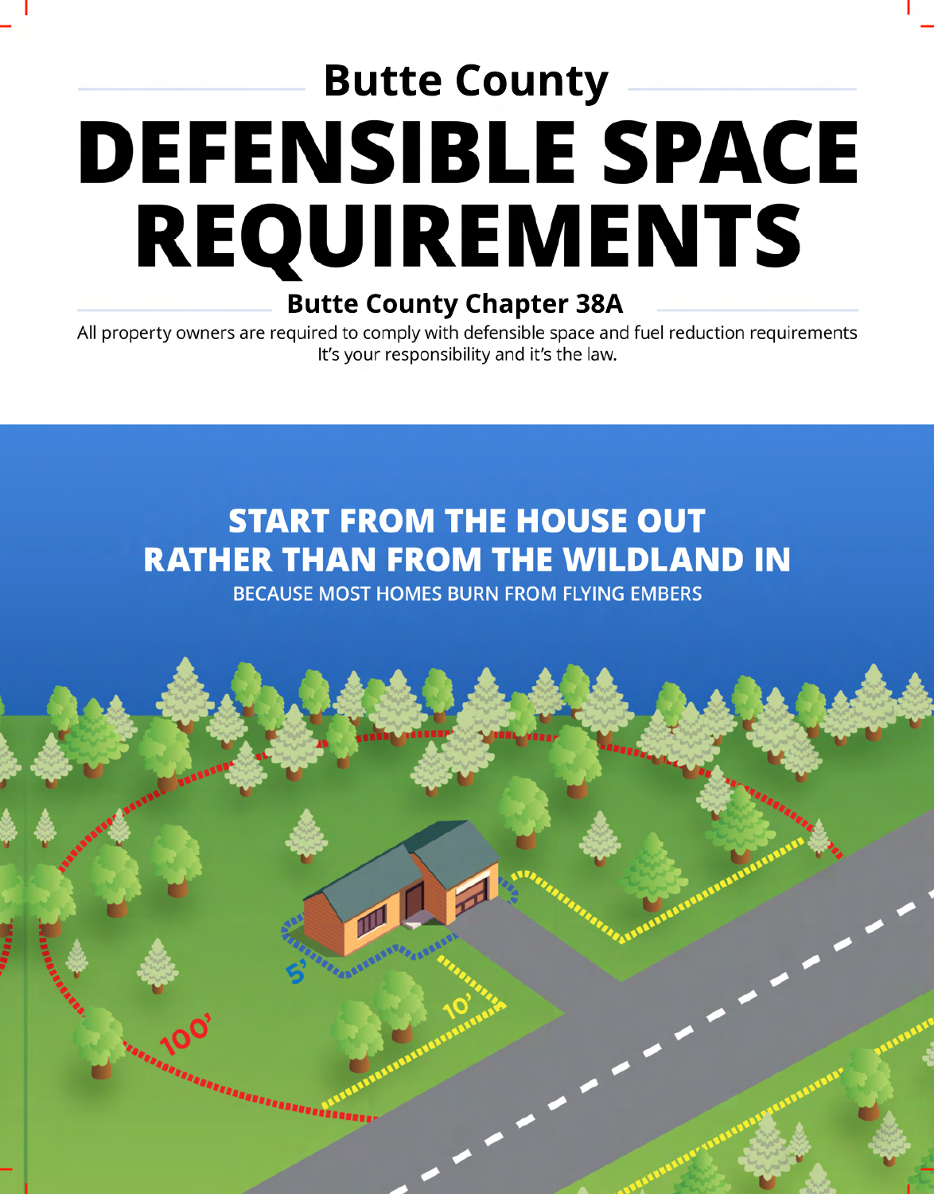## Butte County

# DEFENSIBLE SPACE REQUIREMENTS

### Butte County Chapter 38A

All property owners are required to comply with defensible space and fuel reduction requirements
It's your responsibility and it's the law.

## START FROM THE HOUSE OUT RATHER THAN FROM THE WILDLAND IN

BECAUSE MOST HOMES BURN FROM FLYING EMBERS

5'

10'

100'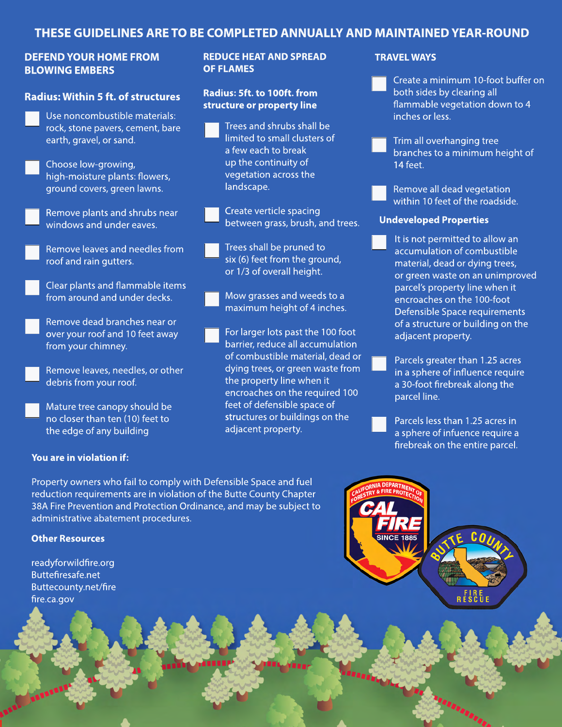## THESE GUIDELINES ARE TO BE COMPLETED ANNUALLY AND MAINTAINED YEAR-ROUND

### DEFEND YOUR HOME FROM BLOWING EMBERS

**Radius: Within 5 ft. of structures**

- ☐ Use noncombustible materials: rock, stone pavers, cement, bare earth, gravel, or sand.
- ☐ Choose low-growing, high-moisture plants: flowers, ground covers, green lawns.
- ☐ Remove plants and shrubs near windows and under eaves.
- ☐ Remove leaves and needles from roof and rain gutters.
- ☐ Clear plants and flammable items from around and under decks.
- ☐ Remove dead branches near or over your roof and 10 feet away from your chimney.
- ☐ Remove leaves, needles, or other debris from your roof.
- ☐ Mature tree canopy should be no closer than ten (10) feet to the edge of any building

### REDUCE HEAT AND SPREAD OF FLAMES

**Radius: 5ft. to 100ft. from structure or property line**

- ☐ Trees and shrubs shall be limited to small clusters of a few each to break up the continuity of vegetation across the landscape.
- ☐ Create verticle spacing between grass, brush, and trees.
- ☐ Trees shall be pruned to six (6) feet from the ground, or 1/3 of overall height.
- ☐ Mow grasses and weeds to a maximum height of 4 inches.
- ☐ For larger lots past the 100 foot barrier, reduce all accumulation of combustible material, dead or dying trees, or green waste from the property line when it encroaches on the required 100 feet of defensible space of structures or buildings on the adjacent property.

### TRAVEL WAYS

- ☐ Create a minimum 10-foot buffer on both sides by clearing all flammable vegetation down to 4 inches or less.
- ☐ Trim all overhanging tree branches to a minimum height of 14 feet.
- ☐ Remove all dead vegetation within 10 feet of the roadside.

**Undeveloped Properties**

- ☐ It is not permitted to allow an accumulation of combustible material, dead or dying trees, or green waste on an unimproved parcel's property line when it encroaches on the 100-foot Defensible Space requirements of a structure or building on the adjacent property.
- ☐ Parcels greater than 1.25 acres in a sphere of influence require a 30-foot firebreak along the parcel line.
- ☐ Parcels less than 1.25 acres in a sphere of infuence require a firebreak on the entire parcel.

**You are in violation if:**

Property owners who fail to comply with Defensible Space and fuel reduction requirements are in violation of the Butte County Chapter 38A Fire Prevention and Protection Ordinance, and may be subject to administrative abatement procedures.

**Other Resources**

readyforwildfire.org
Buttefiresafe.net
Buttecounty.net/fire
fire.ca.gov

CALIFORNIA DEPARTMENT OF FORESTRY & FIRE PROTECTION
CAL FIRE
SINCE 1885

BUTTE COUNTY
FIRE RESCUE